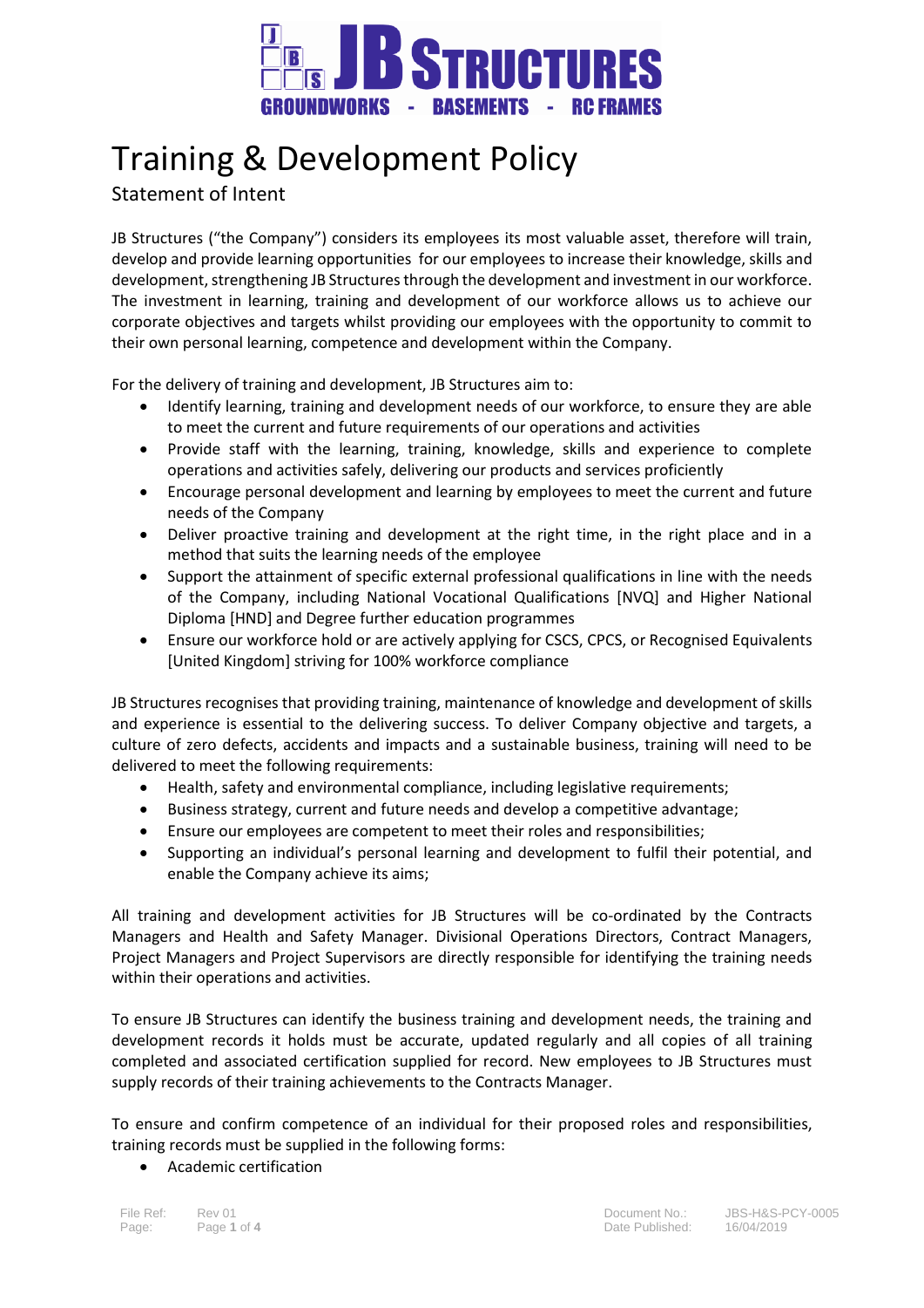# Training & Development Policy

## Statement of Intent

JB Structures ("the Company") considers its employees its most valuable asset, therefore will train, develop and provide learning opportunities for our employees to increase their knowledge, skills and development, strengthening JB Structures through the development and investment in our workforce. The investment in learning, training and development of our workforce allows us to achieve our corporate objectives and targets whilst providing our employees with the opportunity to commit to their own personal learning, competence and development within the Company.

For the delivery of training and development, JB Structures aim to:

- Identify learning, training and development needs of our workforce, to ensure they are able to meet the current and future requirements of our operations and activities
- Provide staff with the learning, training, knowledge, skills and experience to complete operations and activities safely, delivering our products and services proficiently
- Encourage personal development and learning by employees to meet the current and future needs of the Company
- Deliver proactive training and development at the right time, in the right place and in a method that suits the learning needs of the employee
- Support the attainment of specific external professional qualifications in line with the needs of the Company, including National Vocational Qualifications [NVQ] and Higher National Diploma [HND] and Degree further education programmes
- Ensure our workforce hold or are actively applying for CSCS, CPCS, or Recognised Equivalents [United Kingdom] striving for 100% workforce compliance

JB Structures recognises that providing training, maintenance of knowledge and development of skills and experience is essential to the delivering success. To deliver Company objective and targets, a culture of zero defects, accidents and impacts and a sustainable business, training will need to be delivered to meet the following requirements:

- Health, safety and environmental compliance, including legislative requirements;
- Business strategy, current and future needs and develop a competitive advantage;
- Ensure our employees are competent to meet their roles and responsibilities;
- Supporting an individual's personal learning and development to fulfil their potential, and enable the Company achieve its aims;

All training and development activities for JB Structures will be co-ordinated by the Contracts Managers and Health and Safety Manager. Divisional Operations Directors, Contract Managers, Project Managers and Project Supervisors are directly responsible for identifying the training needs within their operations and activities.

To ensure JB Structures can identify the business training and development needs, the training and development records it holds must be accurate, updated regularly and all copies of all training completed and associated certification supplied for record. New employees to JB Structures must supply records of their training achievements to the Contracts Manager.

To ensure and confirm competence of an individual for their proposed roles and responsibilities, training records must be supplied in the following forms:

- Academic certification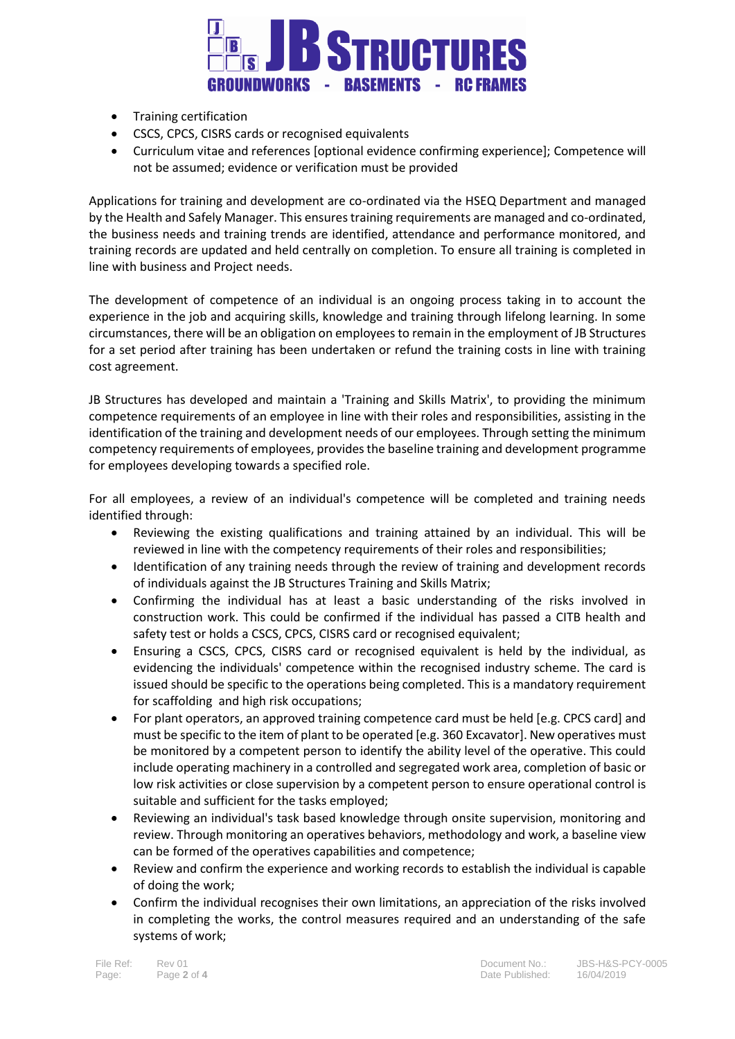- Training certification
- CSCS, CPCS, CISRS cards or recognised equivalents
- Curriculum vitae and references [optional evidence confirming experience]; Competence will not be assumed; evidence or verification must be provided

Applications for training and development are co-ordinated via the HSEQ Department and managed by the Health and Safely Manager. This ensures training requirements are managed and co-ordinated, the business needs and training trends are identified, attendance and performance monitored, and training records are updated and held centrally on completion. To ensure all training is completed in line with business and Project needs.

The development of competence of an individual is an ongoing process taking in to account the experience in the job and acquiring skills, knowledge and training through lifelong learning. In some circumstances, there will be an obligation on employees to remain in the employment of JB Structures for a set period after training has been undertaken or refund the training costs in line with training cost agreement.

JB Structures has developed and maintain a 'Training and Skills Matrix', to providing the minimum competence requirements of an employee in line with their roles and responsibilities, assisting in the identification of the training and development needs of our employees. Through setting the minimum competency requirements of employees, provides the baseline training and development programme for employees developing towards a specified role.

For all employees, a review of an individual's competence will be completed and training needs identified through:

- Reviewing the existing qualifications and training attained by an individual. This will be reviewed in line with the competency requirements of their roles and responsibilities;
- Identification of any training needs through the review of training and development records of individuals against the JB Structures Training and Skills Matrix;
- Confirming the individual has at least a basic understanding of the risks involved in construction work. This could be confirmed if the individual has passed a CITB health and safety test or holds a CSCS, CPCS, CISRS card or recognised equivalent;
- Ensuring a CSCS, CPCS, CISRS card or recognised equivalent is held by the individual, as evidencing the individuals' competence within the recognised industry scheme. The card is issued should be specific to the operations being completed. This is a mandatory requirement for scaffolding and high risk occupations;
- For plant operators, an approved training competence card must be held [e.g. CPCS card] and must be specific to the item of plant to be operated [e.g. 360 Excavator]. New operatives must be monitored by a competent person to identify the ability level of the operative. This could include operating machinery in a controlled and segregated work area, completion of basic or low risk activities or close supervision by a competent person to ensure operational control is suitable and sufficient for the tasks employed;
- Reviewing an individual's task based knowledge through onsite supervision, monitoring and review. Through monitoring an operatives behaviors, methodology and work, a baseline view can be formed of the operatives capabilities and competence;
- Review and confirm the experience and working records to establish the individual is capable of doing the work;
- Confirm the individual recognises their own limitations, an appreciation of the risks involved in completing the works, the control measures required and an understanding of the safe systems of work;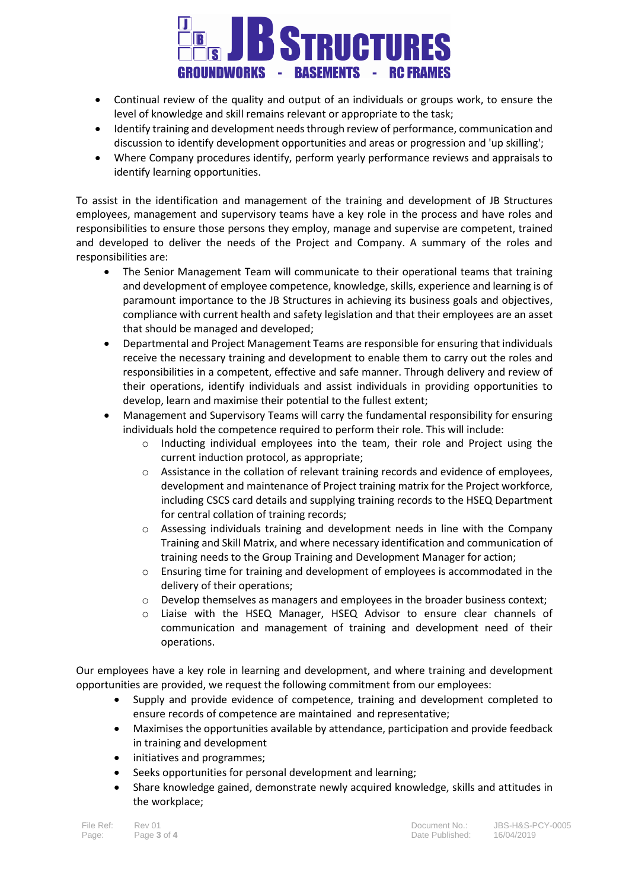- Continual review of the quality and output of an individuals or groups work, to ensure the level of knowledge and skill remains relevant or appropriate to the task;
- Identify training and development needs through review of performance, communication and discussion to identify development opportunities and areas or progression and 'up skilling';
- Where Company procedures identify, perform yearly performance reviews and appraisals to identify learning opportunities.

To assist in the identification and management of the training and development of JB Structures employees, management and supervisory teams have a key role in the process and have roles and responsibilities to ensure those persons they employ, manage and supervise are competent, trained and developed to deliver the needs of the Project and Company. A summary of the roles and responsibilities are:

- The Senior Management Team will communicate to their operational teams that training and development of employee competence, knowledge, skills, experience and learning is of paramount importance to the JB Structures in achieving its business goals and objectives, compliance with current health and safety legislation and that their employees are an asset that should be managed and developed;
- Departmental and Project Management Teams are responsible for ensuring that individuals receive the necessary training and development to enable them to carry out the roles and responsibilities in a competent, effective and safe manner. Through delivery and review of their operations, identify individuals and assist individuals in providing opportunities to develop, learn and maximise their potential to the fullest extent;
- Management and Supervisory Teams will carry the fundamental responsibility for ensuring individuals hold the competence required to perform their role. This will include:
  - Inducting individual employees into the team, their role and Project using the current induction protocol, as appropriate;
  - Assistance in the collation of relevant training records and evidence of employees, development and maintenance of Project training matrix for the Project workforce, including CSCS card details and supplying training records to the HSEQ Department for central collation of training records;
  - Assessing individuals training and development needs in line with the Company Training and Skill Matrix, and where necessary identification and communication of training needs to the Group Training and Development Manager for action;
  - Ensuring time for training and development of employees is accommodated in the delivery of their operations;
  - Develop themselves as managers and employees in the broader business context;
  - Liaise with the HSEQ Manager, HSEQ Advisor to ensure clear channels of communication and management of training and development need of their operations.

Our employees have a key role in learning and development, and where training and development opportunities are provided, we request the following commitment from our employees:

- Supply and provide evidence of competence, training and development completed to ensure records of competence are maintained and representative;
- Maximises the opportunities available by attendance, participation and provide feedback in training and development
- initiatives and programmes;
- Seeks opportunities for personal development and learning;
- Share knowledge gained, demonstrate newly acquired knowledge, skills and attitudes in the workplace;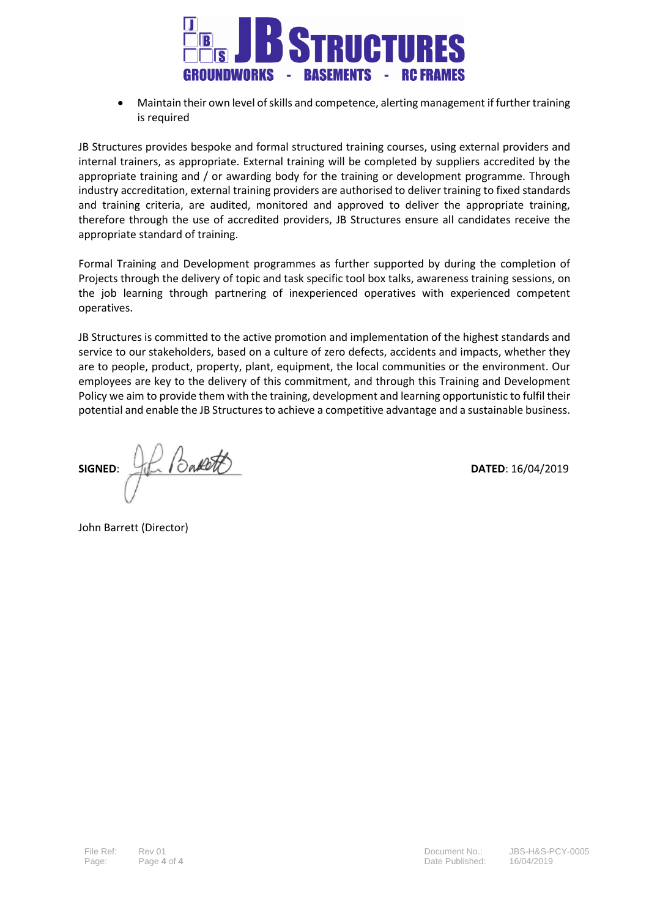- Maintain their own level of skills and competence, alerting management if further training is required

JB Structures provides bespoke and formal structured training courses, using external providers and internal trainers, as appropriate. External training will be completed by suppliers accredited by the appropriate training and / or awarding body for the training or development programme. Through industry accreditation, external training providers are authorised to deliver training to fixed standards and training criteria, are audited, monitored and approved to deliver the appropriate training, therefore through the use of accredited providers, JB Structures ensure all candidates receive the appropriate standard of training.

Formal Training and Development programmes as further supported by during the completion of Projects through the delivery of topic and task specific tool box talks, awareness training sessions, on the job learning through partnering of inexperienced operatives with experienced competent operatives.

JB Structures is committed to the active promotion and implementation of the highest standards and service to our stakeholders, based on a culture of zero defects, accidents and impacts, whether they are to people, product, property, plant, equipment, the local communities or the environment. Our employees are key to the delivery of this commitment, and through this Training and Development Policy we aim to provide them with the training, development and learning opportunistic to fulfil their potential and enable the JB Structures to achieve a competitive advantage and a sustainable business.

**SIGNED**: 

**DATED**: 16/04/2019

John Barrett (Director)